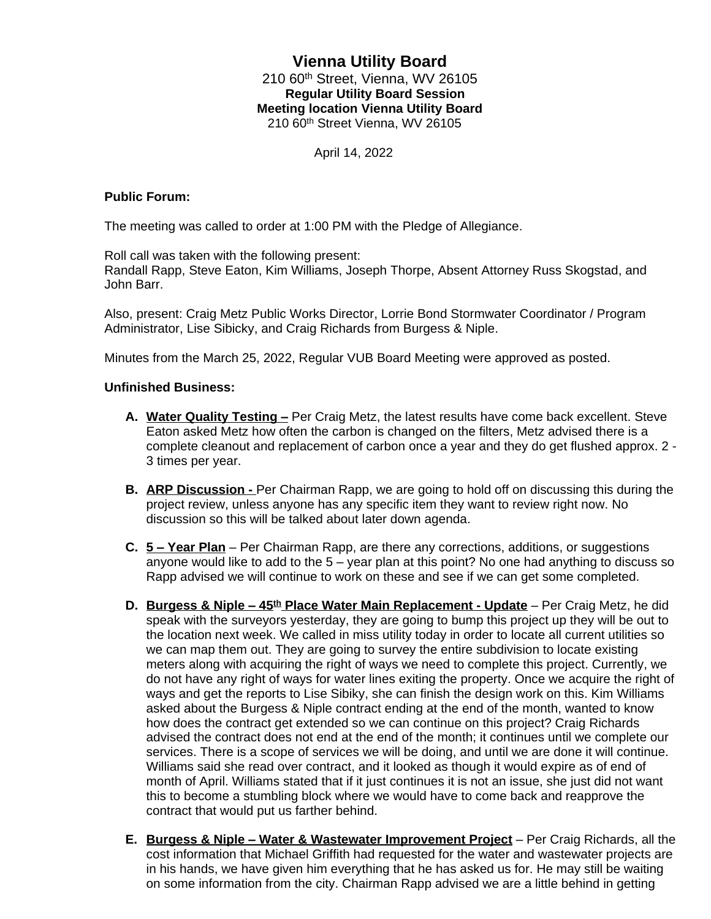# Vienna Utility Board

210 60th Street, Vienna, WV 26105

**Regular Utility Board Session**

**Meeting location Vienna Utility Board**

210 60th Street Vienna, WV 26105

April 14, 2022

**Public Forum:**

The meeting was called to order at 1:00 PM with the Pledge of Allegiance.

Roll call was taken with the following present:
Randall Rapp, Steve Eaton, Kim Williams, Joseph Thorpe, Absent Attorney Russ Skogstad, and John Barr.

Also, present: Craig Metz Public Works Director, Lorrie Bond Stormwater Coordinator / Program Administrator, Lise Sibicky, and Craig Richards from Burgess & Niple.

Minutes from the March 25, 2022, Regular VUB Board Meeting were approved as posted.

**Unfinished Business:**

A. **Water Quality Testing –** Per Craig Metz, the latest results have come back excellent. Steve Eaton asked Metz how often the carbon is changed on the filters, Metz advised there is a complete cleanout and replacement of carbon once a year and they do get flushed approx. 2 - 3 times per year.

B. **ARP Discussion -** Per Chairman Rapp, we are going to hold off on discussing this during the project review, unless anyone has any specific item they want to review right now. No discussion so this will be talked about later down agenda.

C. **5 – Year Plan** – Per Chairman Rapp, are there any corrections, additions, or suggestions anyone would like to add to the 5 – year plan at this point? No one had anything to discuss so Rapp advised we will continue to work on these and see if we can get some completed.

D. **Burgess & Niple – 45th Place Water Main Replacement - Update** – Per Craig Metz, he did speak with the surveyors yesterday, they are going to bump this project up they will be out to the location next week. We called in miss utility today in order to locate all current utilities so we can map them out. They are going to survey the entire subdivision to locate existing meters along with acquiring the right of ways we need to complete this project. Currently, we do not have any right of ways for water lines exiting the property. Once we acquire the right of ways and get the reports to Lise Sibiky, she can finish the design work on this. Kim Williams asked about the Burgess & Niple contract ending at the end of the month, wanted to know how does the contract get extended so we can continue on this project? Craig Richards advised the contract does not end at the end of the month; it continues until we complete our services. There is a scope of services we will be doing, and until we are done it will continue. Williams said she read over contract, and it looked as though it would expire as of end of month of April. Williams stated that if it just continues it is not an issue, she just did not want this to become a stumbling block where we would have to come back and reapprove the contract that would put us farther behind.

E. **Burgess & Niple – Water & Wastewater Improvement Project** – Per Craig Richards, all the cost information that Michael Griffith had requested for the water and wastewater projects are in his hands, we have given him everything that he has asked us for. He may still be waiting on some information from the city. Chairman Rapp advised we are a little behind in getting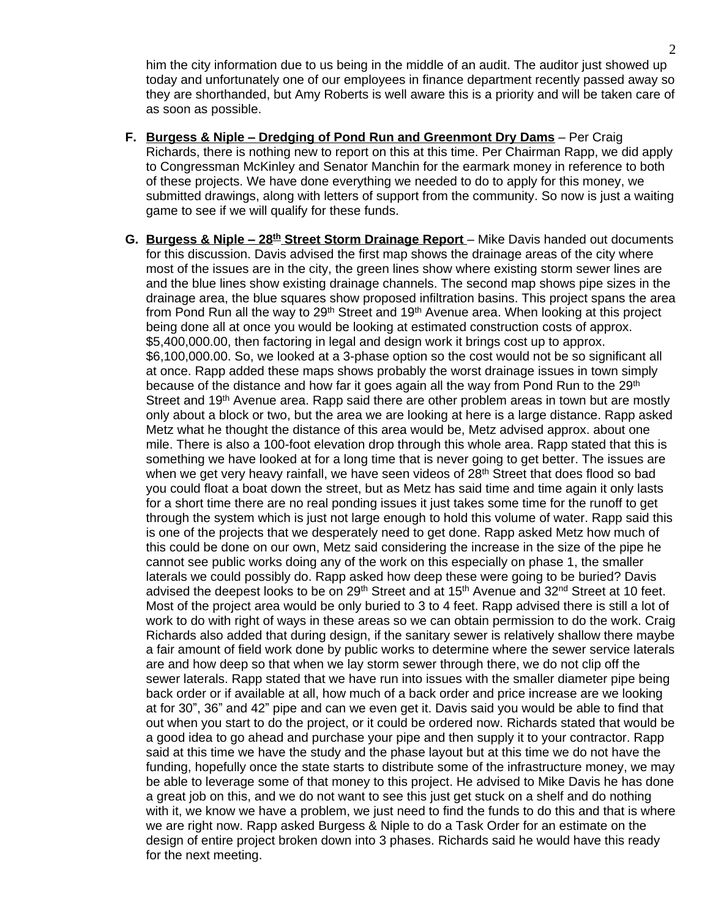him the city information due to us being in the middle of an audit. The auditor just showed up today and unfortunately one of our employees in finance department recently passed away so they are shorthanded, but Amy Roberts is well aware this is a priority and will be taken care of as soon as possible.

**F. <u>Burgess & Niple – Dredging of Pond Run and Greenmont Dry Dams</u>** – Per Craig Richards, there is nothing new to report on this at this time. Per Chairman Rapp, we did apply to Congressman McKinley and Senator Manchin for the earmark money in reference to both of these projects. We have done everything we needed to do to apply for this money, we submitted drawings, along with letters of support from the community. So now is just a waiting game to see if we will qualify for these funds.

**G. <u>Burgess & Niple – 28th Street Storm Drainage Report</u>** – Mike Davis handed out documents for this discussion. Davis advised the first map shows the drainage areas of the city where most of the issues are in the city, the green lines show where existing storm sewer lines are and the blue lines show existing drainage channels. The second map shows pipe sizes in the drainage area, the blue squares show proposed infiltration basins. This project spans the area from Pond Run all the way to 29th Street and 19th Avenue area. When looking at this project being done all at once you would be looking at estimated construction costs of approx. $5,400,000.00, then factoring in legal and design work it brings cost up to approx. $6,100,000.00. So, we looked at a 3-phase option so the cost would not be so significant all at once. Rapp added these maps shows probably the worst drainage issues in town simply because of the distance and how far it goes again all the way from Pond Run to the 29th Street and 19th Avenue area. Rapp said there are other problem areas in town but are mostly only about a block or two, but the area we are looking at here is a large distance. Rapp asked Metz what he thought the distance of this area would be, Metz advised approx. about one mile. There is also a 100-foot elevation drop through this whole area. Rapp stated that this is something we have looked at for a long time that is never going to get better. The issues are when we get very heavy rainfall, we have seen videos of 28th Street that does flood so bad you could float a boat down the street, but as Metz has said time and time again it only lasts for a short time there are no real ponding issues it just takes some time for the runoff to get through the system which is just not large enough to hold this volume of water. Rapp said this is one of the projects that we desperately need to get done. Rapp asked Metz how much of this could be done on our own, Metz said considering the increase in the size of the pipe he cannot see public works doing any of the work on this especially on phase 1, the smaller laterals we could possibly do. Rapp asked how deep these were going to be buried? Davis advised the deepest looks to be on 29th Street and at 15th Avenue and 32nd Street at 10 feet. Most of the project area would be only buried to 3 to 4 feet. Rapp advised there is still a lot of work to do with right of ways in these areas so we can obtain permission to do the work. Craig Richards also added that during design, if the sanitary sewer is relatively shallow there maybe a fair amount of field work done by public works to determine where the sewer service laterals are and how deep so that when we lay storm sewer through there, we do not clip off the sewer laterals. Rapp stated that we have run into issues with the smaller diameter pipe being back order or if available at all, how much of a back order and price increase are we looking at for 30", 36" and 42" pipe and can we even get it. Davis said you would be able to find that out when you start to do the project, or it could be ordered now. Richards stated that would be a good idea to go ahead and purchase your pipe and then supply it to your contractor. Rapp said at this time we have the study and the phase layout but at this time we do not have the funding, hopefully once the state starts to distribute some of the infrastructure money, we may be able to leverage some of that money to this project. He advised to Mike Davis he has done a great job on this, and we do not want to see this just get stuck on a shelf and do nothing with it, we know we have a problem, we just need to find the funds to do this and that is where we are right now. Rapp asked Burgess & Niple to do a Task Order for an estimate on the design of entire project broken down into 3 phases. Richards said he would have this ready for the next meeting.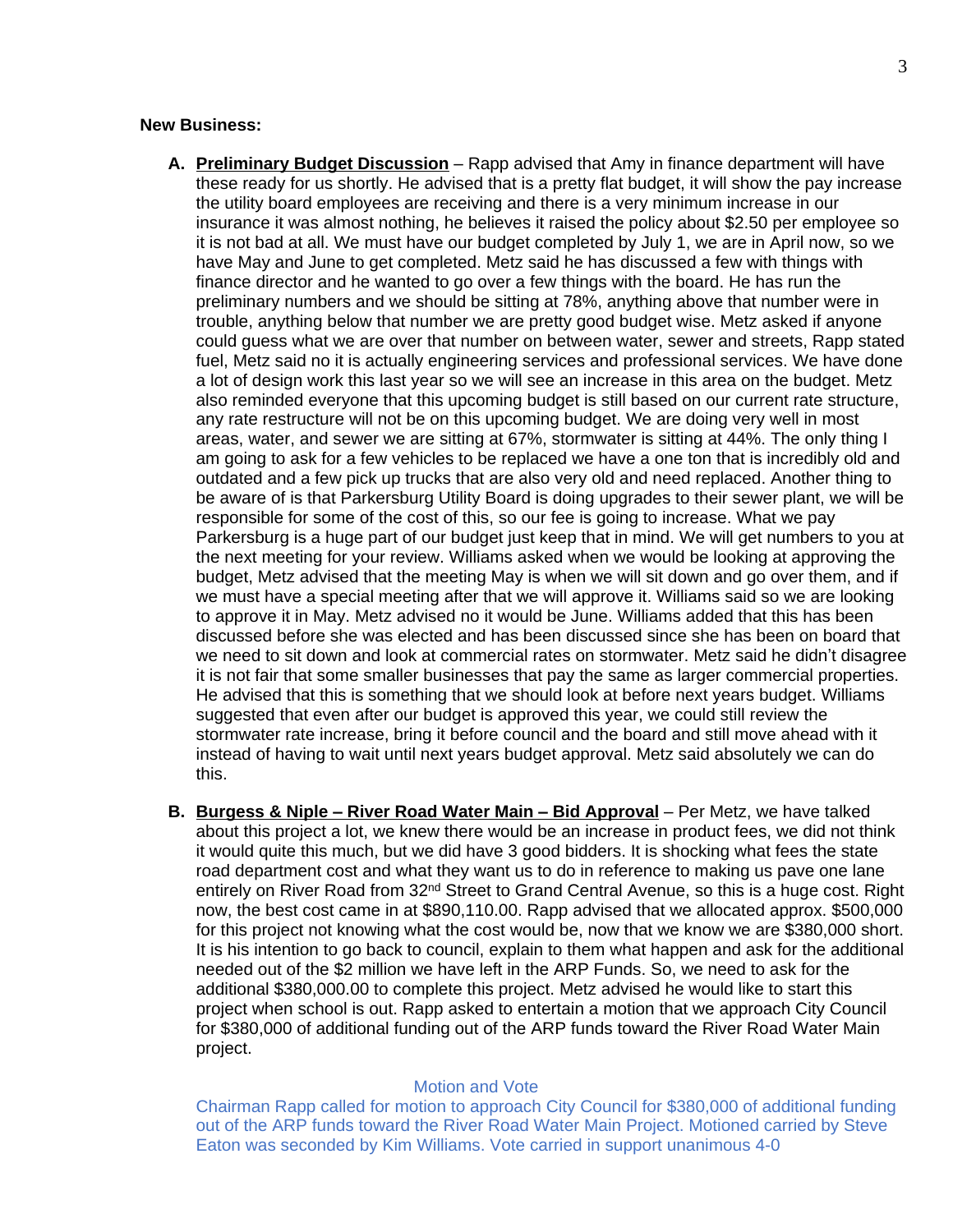**New Business:**

A. **Preliminary Budget Discussion** – Rapp advised that Amy in finance department will have these ready for us shortly. He advised that is a pretty flat budget, it will show the pay increase the utility board employees are receiving and there is a very minimum increase in our insurance it was almost nothing, he believes it raised the policy about $2.50 per employee so it is not bad at all. We must have our budget completed by July 1, we are in April now, so we have May and June to get completed. Metz said he has discussed a few with things with finance director and he wanted to go over a few things with the board. He has run the preliminary numbers and we should be sitting at 78%, anything above that number were in trouble, anything below that number we are pretty good budget wise. Metz asked if anyone could guess what we are over that number on between water, sewer and streets, Rapp stated fuel, Metz said no it is actually engineering services and professional services. We have done a lot of design work this last year so we will see an increase in this area on the budget. Metz also reminded everyone that this upcoming budget is still based on our current rate structure, any rate restructure will not be on this upcoming budget. We are doing very well in most areas, water, and sewer we are sitting at 67%, stormwater is sitting at 44%. The only thing I am going to ask for a few vehicles to be replaced we have a one ton that is incredibly old and outdated and a few pick up trucks that are also very old and need replaced. Another thing to be aware of is that Parkersburg Utility Board is doing upgrades to their sewer plant, we will be responsible for some of the cost of this, so our fee is going to increase. What we pay Parkersburg is a huge part of our budget just keep that in mind. We will get numbers to you at the next meeting for your review. Williams asked when we would be looking at approving the budget, Metz advised that the meeting May is when we will sit down and go over them, and if we must have a special meeting after that we will approve it. Williams said so we are looking to approve it in May. Metz advised no it would be June. Williams added that this has been discussed before she was elected and has been discussed since she has been on board that we need to sit down and look at commercial rates on stormwater. Metz said he didn't disagree it is not fair that some smaller businesses that pay the same as larger commercial properties. He advised that this is something that we should look at before next years budget. Williams suggested that even after our budget is approved this year, we could still review the stormwater rate increase, bring it before council and the board and still move ahead with it instead of having to wait until next years budget approval. Metz said absolutely we can do this.

B. **Burgess & Niple – River Road Water Main – Bid Approval** – Per Metz, we have talked about this project a lot, we knew there would be an increase in product fees, we did not think it would quite this much, but we did have 3 good bidders. It is shocking what fees the state road department cost and what they want us to do in reference to making us pave one lane entirely on River Road from 32nd Street to Grand Central Avenue, so this is a huge cost. Right now, the best cost came in at $890,110.00. Rapp advised that we allocated approx. $500,000 for this project not knowing what the cost would be, now that we know we are $380,000 short. It is his intention to go back to council, explain to them what happen and ask for the additional needed out of the $2 million we have left in the ARP Funds. So, we need to ask for the additional $380,000.00 to complete this project. Metz advised he would like to start this project when school is out. Rapp asked to entertain a motion that we approach City Council for $380,000 of additional funding out of the ARP funds toward the River Road Water Main project.

Motion and Vote

Chairman Rapp called for motion to approach City Council for $380,000 of additional funding out of the ARP funds toward the River Road Water Main Project. Motioned carried by Steve Eaton was seconded by Kim Williams. Vote carried in support unanimous 4-0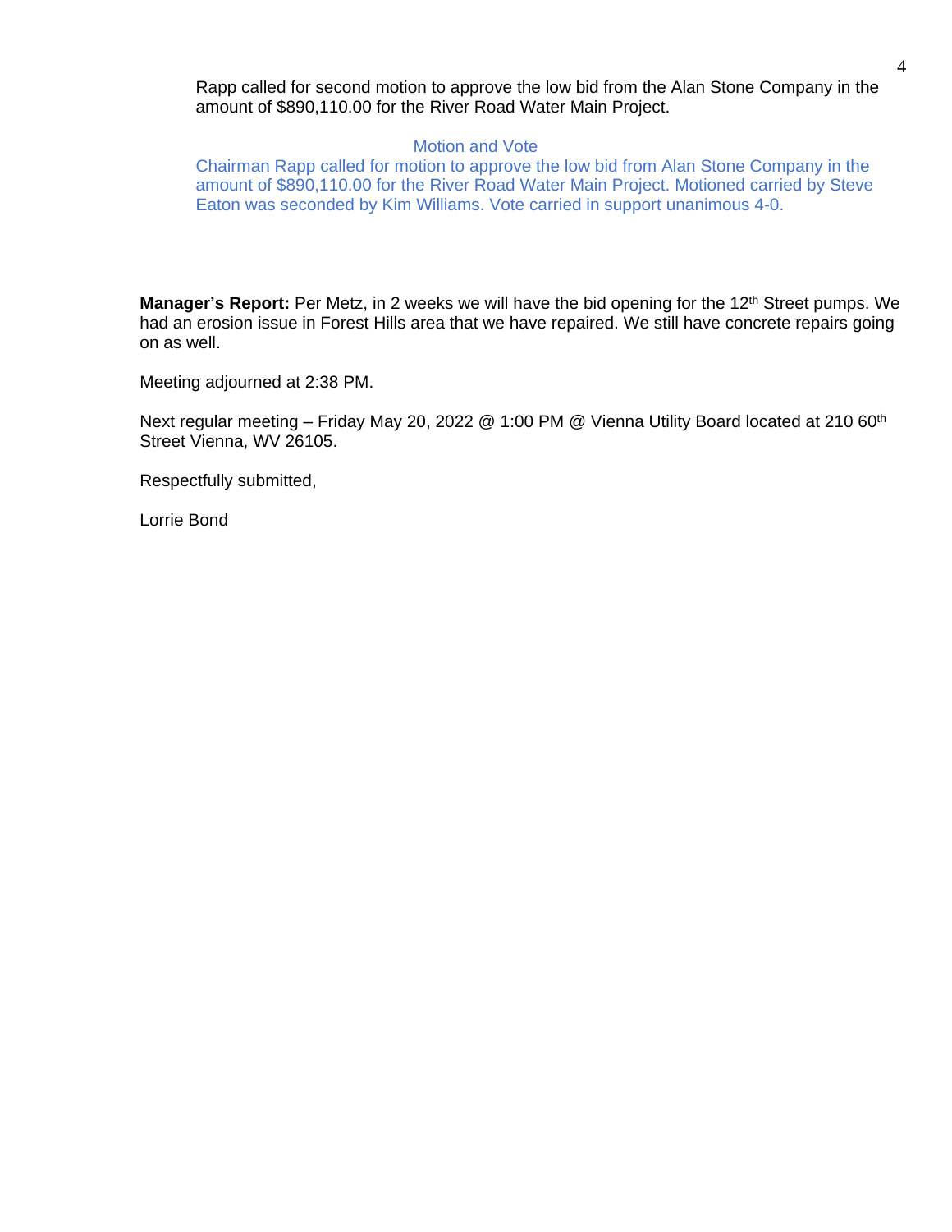Rapp called for second motion to approve the low bid from the Alan Stone Company in the amount of $890,110.00 for the River Road Water Main Project.

Motion and Vote

Chairman Rapp called for motion to approve the low bid from Alan Stone Company in the amount of $890,110.00 for the River Road Water Main Project. Motioned carried by Steve Eaton was seconded by Kim Williams. Vote carried in support unanimous 4-0.

**Manager's Report:** Per Metz, in 2 weeks we will have the bid opening for the 12th Street pumps. We had an erosion issue in Forest Hills area that we have repaired. We still have concrete repairs going on as well.

Meeting adjourned at 2:38 PM.

Next regular meeting – Friday May 20, 2022 @ 1:00 PM @ Vienna Utility Board located at 210 60th Street Vienna, WV 26105.

Respectfully submitted,

Lorrie Bond